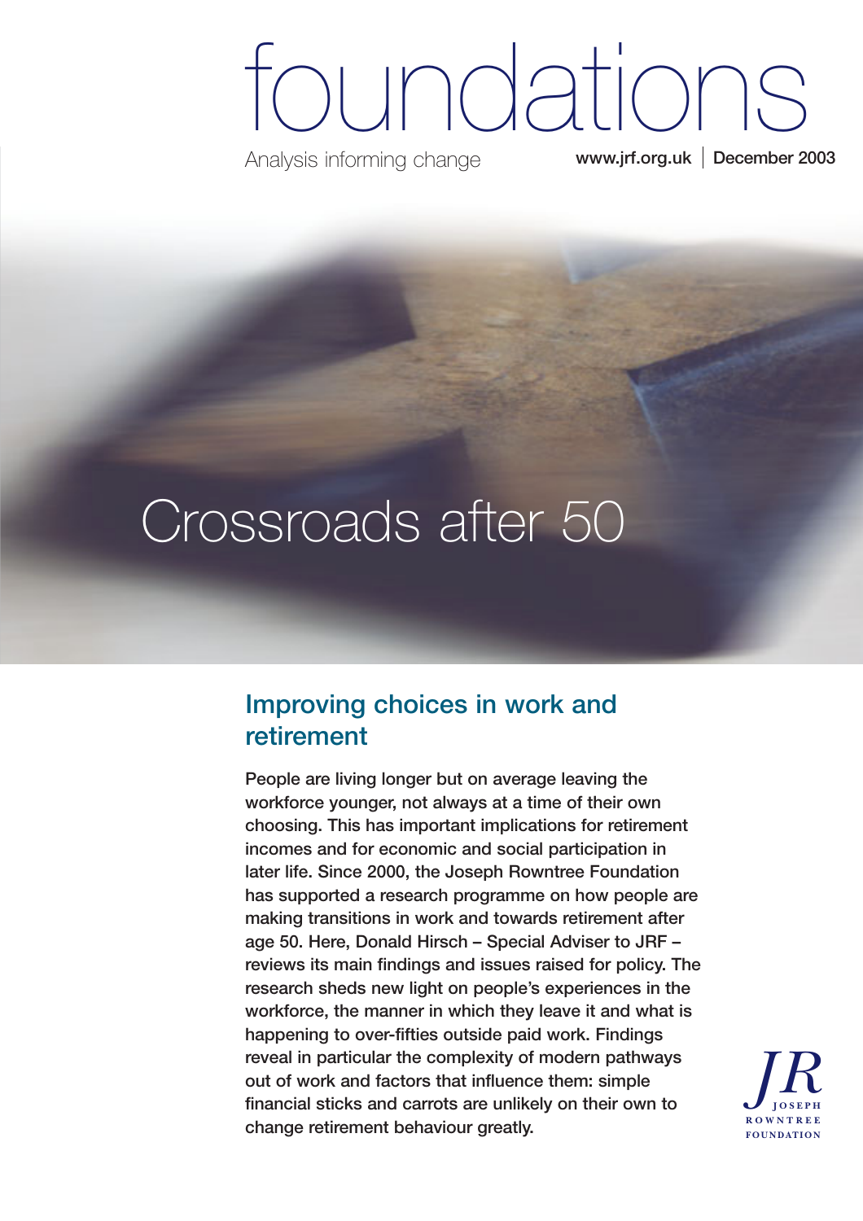# foundations

Analysis informing change

www.jrf.org.uk | December 2003

# Crossroads after 50

## Improving choices in work and retirement

**People are living longer but on average leaving the workforce younger, not always at a time of their own choosing. This has important implications for retirement incomes and for economic and social participation in later life. Since 2000, the Joseph Rowntree Foundation has supported a research programme on how people are making transitions in work and towards retirement after age 50. Here, Donald Hirsch – Special Adviser to JRF – reviews its main findings and issues raised for policy. The research sheds new light on people's experiences in the workforce, the manner in which they leave it and what is happening to over-fifties outside paid work. Findings reveal in particular the complexity of modern pathways out of work and factors that influence them: simple financial sticks and carrots are unlikely on their own to change retirement behaviour greatly.**

JR JOSEPH ROWNTREE FOUNDATION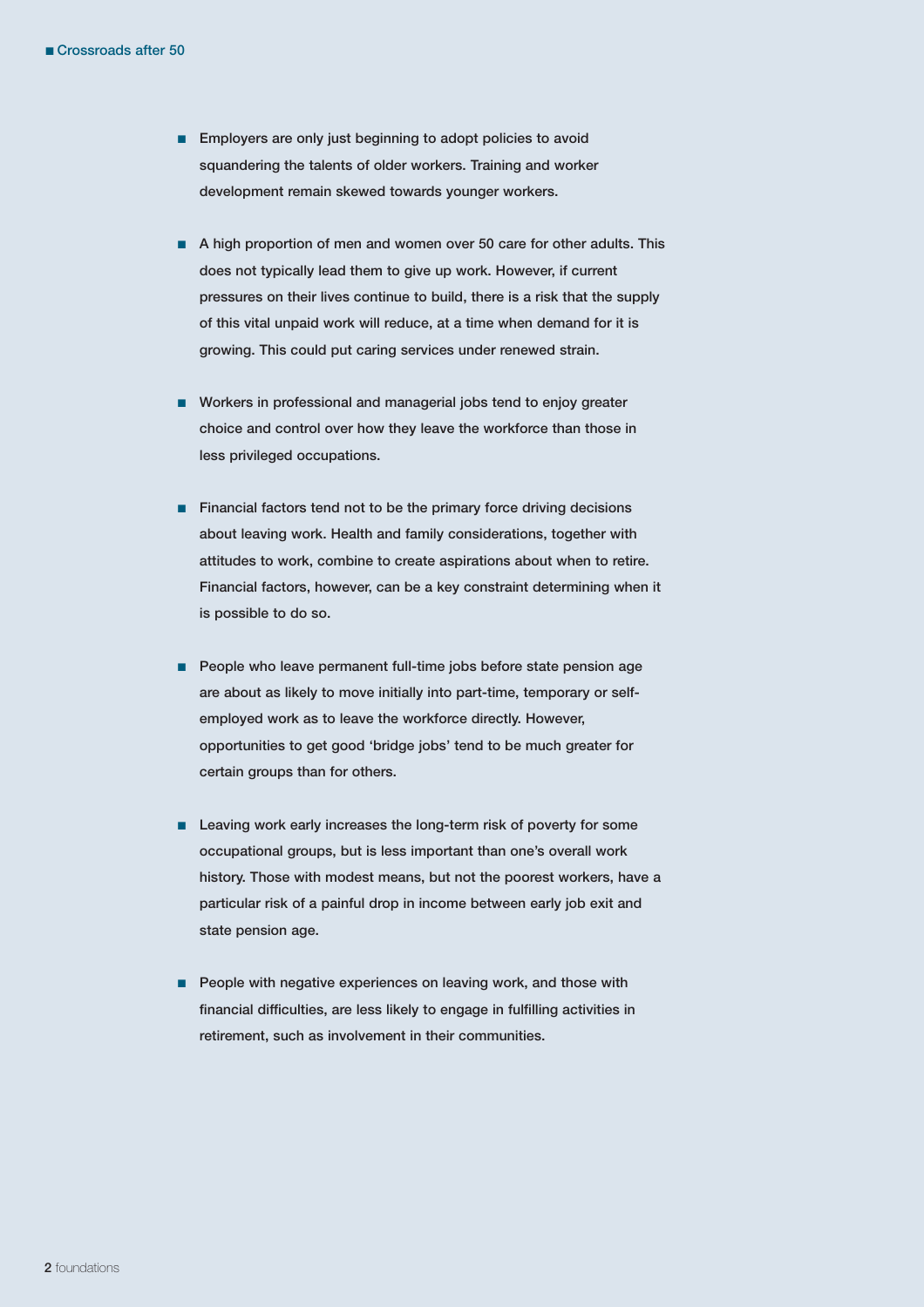- Employers are only just beginning to adopt policies to avoid squandering the talents of older workers. Training and worker development remain skewed towards younger workers.

- A high proportion of men and women over 50 care for other adults. This does not typically lead them to give up work. However, if current pressures on their lives continue to build, there is a risk that the supply of this vital unpaid work will reduce, at a time when demand for it is growing. This could put caring services under renewed strain.

- Workers in professional and managerial jobs tend to enjoy greater choice and control over how they leave the workforce than those in less privileged occupations.

- Financial factors tend not to be the primary force driving decisions about leaving work. Health and family considerations, together with attitudes to work, combine to create aspirations about when to retire. Financial factors, however, can be a key constraint determining when it is possible to do so.

- People who leave permanent full-time jobs before state pension age are about as likely to move initially into part-time, temporary or self-employed work as to leave the workforce directly. However, opportunities to get good 'bridge jobs' tend to be much greater for certain groups than for others.

- Leaving work early increases the long-term risk of poverty for some occupational groups, but is less important than one's overall work history. Those with modest means, but not the poorest workers, have a particular risk of a painful drop in income between early job exit and state pension age.

- People with negative experiences on leaving work, and those with financial difficulties, are less likely to engage in fulfilling activities in retirement, such as involvement in their communities.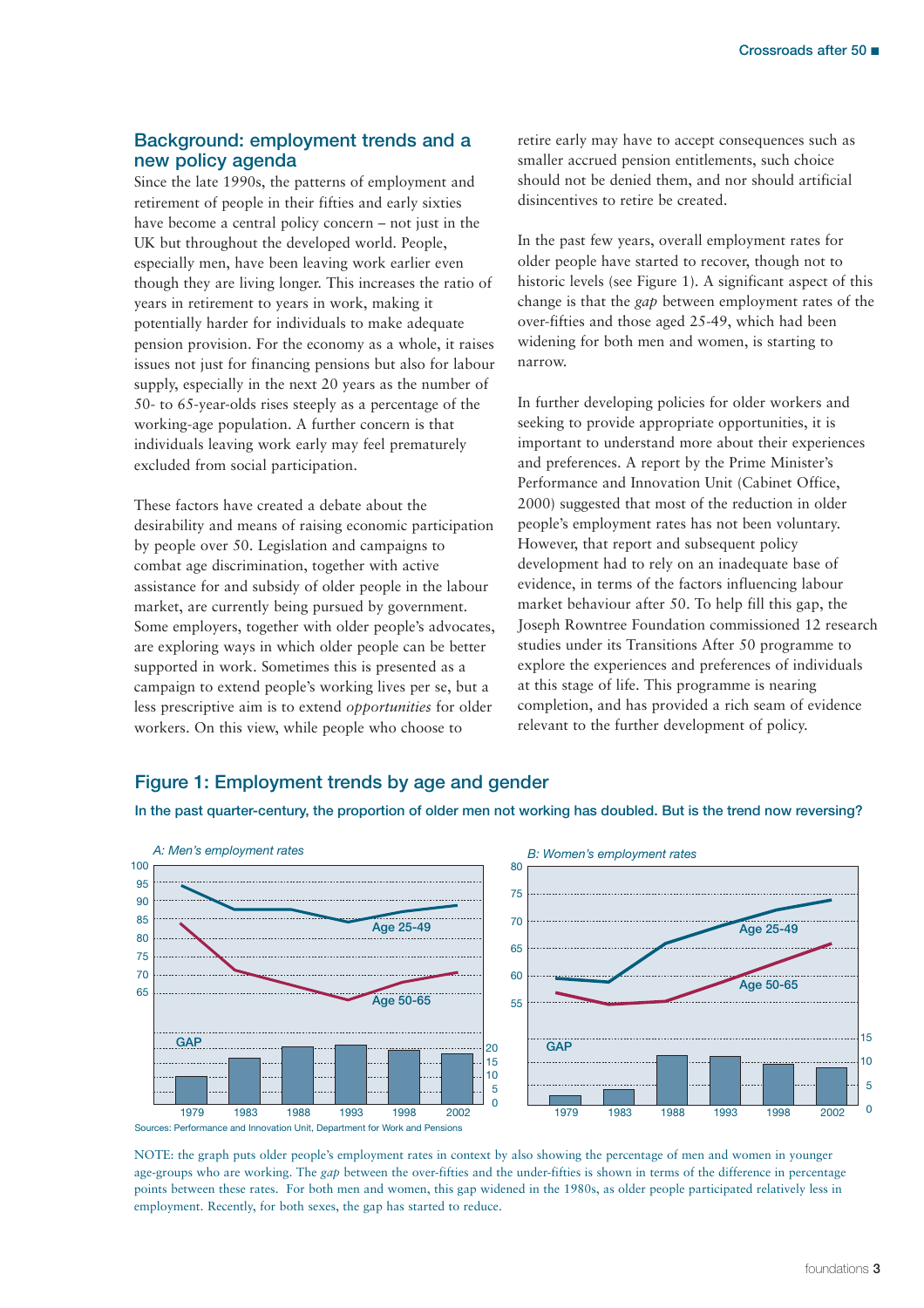## Background: employment trends and a new policy agenda

Since the late 1990s, the patterns of employment and retirement of people in their fifties and early sixties have become a central policy concern – not just in the UK but throughout the developed world. People, especially men, have been leaving work earlier even though they are living longer. This increases the ratio of years in retirement to years in work, making it potentially harder for individuals to make adequate pension provision. For the economy as a whole, it raises issues not just for financing pensions but also for labour supply, especially in the next 20 years as the number of 50- to 65-year-olds rises steeply as a percentage of the working-age population. A further concern is that individuals leaving work early may feel prematurely excluded from social participation.

These factors have created a debate about the desirability and means of raising economic participation by people over 50. Legislation and campaigns to combat age discrimination, together with active assistance for and subsidy of older people in the labour market, are currently being pursued by government. Some employers, together with older people's advocates, are exploring ways in which older people can be better supported in work. Sometimes this is presented as a campaign to extend people's working lives per se, but a less prescriptive aim is to extend *opportunities* for older workers. On this view, while people who choose to retire early may have to accept consequences such as smaller accrued pension entitlements, such choice should not be denied them, and nor should artificial disincentives to retire be created.

In the past few years, overall employment rates for older people have started to recover, though not to historic levels (see Figure 1). A significant aspect of this change is that the *gap* between employment rates of the over-fifties and those aged 25-49, which had been widening for both men and women, is starting to narrow.

In further developing policies for older workers and seeking to provide appropriate opportunities, it is important to understand more about their experiences and preferences. A report by the Prime Minister's Performance and Innovation Unit (Cabinet Office, 2000) suggested that most of the reduction in older people's employment rates has not been voluntary. However, that report and subsequent policy development had to rely on an inadequate base of evidence, in terms of the factors influencing labour market behaviour after 50. To help fill this gap, the Joseph Rowntree Foundation commissioned 12 research studies under its Transitions After 50 programme to explore the experiences and preferences of individuals at this stage of life. This programme is nearing completion, and has provided a rich seam of evidence relevant to the further development of policy.

### Figure 1: Employment trends by age and gender

**In the past quarter-century, the proportion of older men not working has doubled. But is the trend now reversing?**

*A: Men's employment rates* — Age 25-49; Age 50-65; GAP (1979, 1983, 1988, 1993, 1998, 2002)

*B: Women's employment rates* — Age 25-49; Age 50-65; GAP (1979, 1983, 1988, 1993, 1998, 2002)

Sources: Performance and Innovation Unit, Department for Work and Pensions

NOTE: the graph puts older people's employment rates in context by also showing the percentage of men and women in younger age-groups who are working. The *gap* between the over-fifties and the under-fifties is shown in terms of the difference in percentage points between these rates. For both men and women, this gap widened in the 1980s, as older people participated relatively less in employment. Recently, for both sexes, the gap has started to reduce.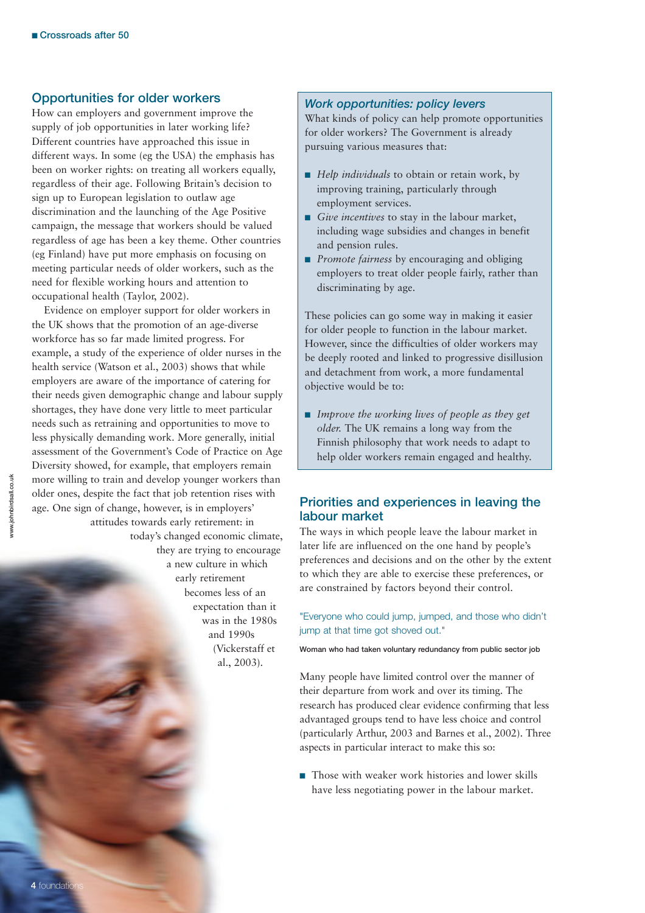## Opportunities for older workers

How can employers and government improve the supply of job opportunities in later working life? Different countries have approached this issue in different ways. In some (eg the USA) the emphasis has been on worker rights: on treating all workers equally, regardless of their age. Following Britain's decision to sign up to European legislation to outlaw age discrimination and the launching of the Age Positive campaign, the message that workers should be valued regardless of age has been a key theme. Other countries (eg Finland) have put more emphasis on focusing on meeting particular needs of older workers, such as the need for flexible working hours and attention to occupational health (Taylor, 2002).

Evidence on employer support for older workers in the UK shows that the promotion of an age-diverse workforce has so far made limited progress. For example, a study of the experience of older nurses in the health service (Watson et al., 2003) shows that while employers are aware of the importance of catering for their needs given demographic change and labour supply shortages, they have done very little to meet particular needs such as retraining and opportunities to move to less physically demanding work. More generally, initial assessment of the Government's Code of Practice on Age Diversity showed, for example, that employers remain more willing to train and develop younger workers than older ones, despite the fact that job retention rises with age. One sign of change, however, is in employers' attitudes towards early retirement: in today's changed economic climate, they are trying to encourage a new culture in which early retirement becomes less of an expectation than it was in the 1980s and 1990s (Vickerstaff et al., 2003).

### *Work opportunities: policy levers*

What kinds of policy can help promote opportunities for older workers? The Government is already pursuing various measures that:

- *Help individuals* to obtain or retain work, by improving training, particularly through employment services.
- *Give incentives* to stay in the labour market, including wage subsidies and changes in benefit and pension rules.
- *Promote fairness* by encouraging and obliging employers to treat older people fairly, rather than discriminating by age.

These policies can go some way in making it easier for older people to function in the labour market. However, since the difficulties of older workers may be deeply rooted and linked to progressive disillusion and detachment from work, a more fundamental objective would be to:

- *Improve the working lives of people as they get older.* The UK remains a long way from the Finnish philosophy that work needs to adapt to help older workers remain engaged and healthy.

## Priorities and experiences in leaving the labour market

The ways in which people leave the labour market in later life are influenced on the one hand by people's preferences and decisions and on the other by the extent to which they are able to exercise these preferences, or are constrained by factors beyond their control.

"Everyone who could jump, jumped, and those who didn't jump at that time got shoved out."

Woman who had taken voluntary redundancy from public sector job

Many people have limited control over the manner of their departure from work and over its timing. The research has produced clear evidence confirming that less advantaged groups tend to have less choice and control (particularly Arthur, 2003 and Barnes et al., 2002). Three aspects in particular interact to make this so:

- Those with weaker work histories and lower skills have less negotiating power in the labour market.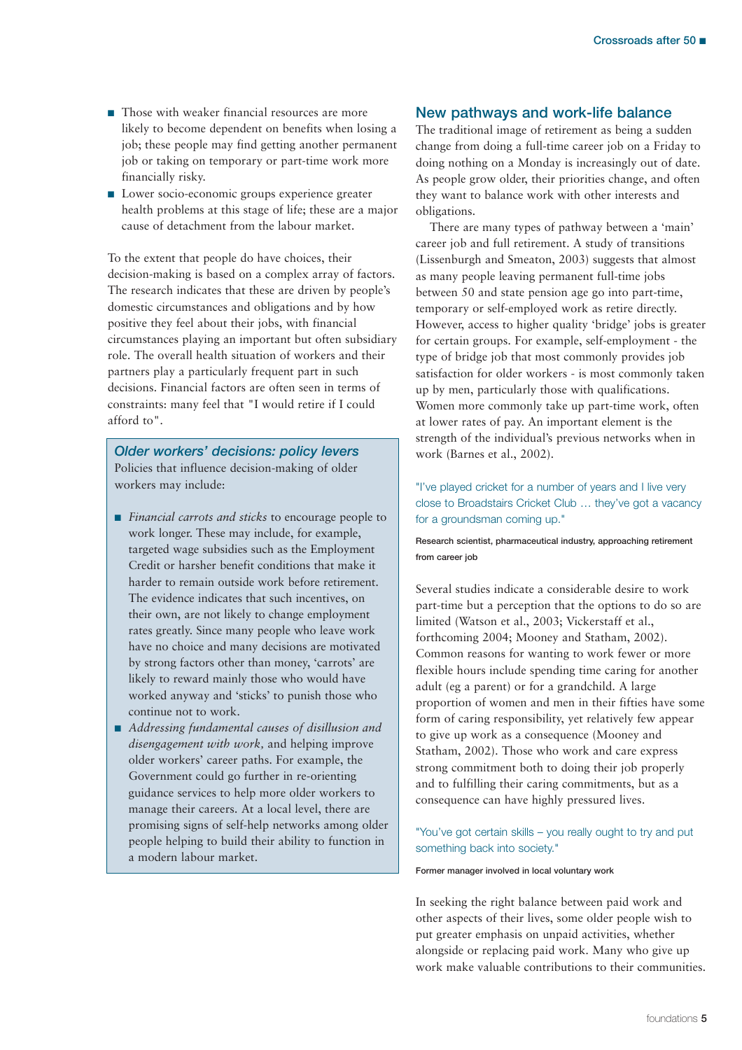- Those with weaker financial resources are more likely to become dependent on benefits when losing a job; these people may find getting another permanent job or taking on temporary or part-time work more financially risky.
- Lower socio-economic groups experience greater health problems at this stage of life; these are a major cause of detachment from the labour market.

To the extent that people do have choices, their decision-making is based on a complex array of factors. The research indicates that these are driven by people's domestic circumstances and obligations and by how positive they feel about their jobs, with financial circumstances playing an important but often subsidiary role. The overall health situation of workers and their partners play a particularly frequent part in such decisions. Financial factors are often seen in terms of constraints: many feel that "I would retire if I could afford to".

### *Older workers' decisions: policy levers*

Policies that influence decision-making of older workers may include:

- *Financial carrots and sticks* to encourage people to work longer. These may include, for example, targeted wage subsidies such as the Employment Credit or harsher benefit conditions that make it harder to remain outside work before retirement. The evidence indicates that such incentives, on their own, are not likely to change employment rates greatly. Since many people who leave work have no choice and many decisions are motivated by strong factors other than money, 'carrots' are likely to reward mainly those who would have worked anyway and 'sticks' to punish those who continue not to work.
- *Addressing fundamental causes of disillusion and disengagement with work,* and helping improve older workers' career paths. For example, the Government could go further in re-orienting guidance services to help more older workers to manage their careers. At a local level, there are promising signs of self-help networks among older people helping to build their ability to function in a modern labour market.

## New pathways and work-life balance

The traditional image of retirement as being a sudden change from doing a full-time career job on a Friday to doing nothing on a Monday is increasingly out of date. As people grow older, their priorities change, and often they want to balance work with other interests and obligations.

There are many types of pathway between a 'main' career job and full retirement. A study of transitions (Lissenburgh and Smeaton, 2003) suggests that almost as many people leaving permanent full-time jobs between 50 and state pension age go into part-time, temporary or self-employed work as retire directly. However, access to higher quality 'bridge' jobs is greater for certain groups. For example, self-employment - the type of bridge job that most commonly provides job satisfaction for older workers - is most commonly taken up by men, particularly those with qualifications. Women more commonly take up part-time work, often at lower rates of pay. An important element is the strength of the individual's previous networks when in work (Barnes et al., 2002).

"I've played cricket for a number of years and I live very close to Broadstairs Cricket Club … they've got a vacancy for a groundsman coming up."

Research scientist, pharmaceutical industry, approaching retirement from career job

Several studies indicate a considerable desire to work part-time but a perception that the options to do so are limited (Watson et al., 2003; Vickerstaff et al., forthcoming 2004; Mooney and Statham, 2002). Common reasons for wanting to work fewer or more flexible hours include spending time caring for another adult (eg a parent) or for a grandchild. A large proportion of women and men in their fifties have some form of caring responsibility, yet relatively few appear to give up work as a consequence (Mooney and Statham, 2002). Those who work and care express strong commitment both to doing their job properly and to fulfilling their caring commitments, but as a consequence can have highly pressured lives.

"You've got certain skills – you really ought to try and put something back into society."

Former manager involved in local voluntary work

In seeking the right balance between paid work and other aspects of their lives, some older people wish to put greater emphasis on unpaid activities, whether alongside or replacing paid work. Many who give up work make valuable contributions to their communities.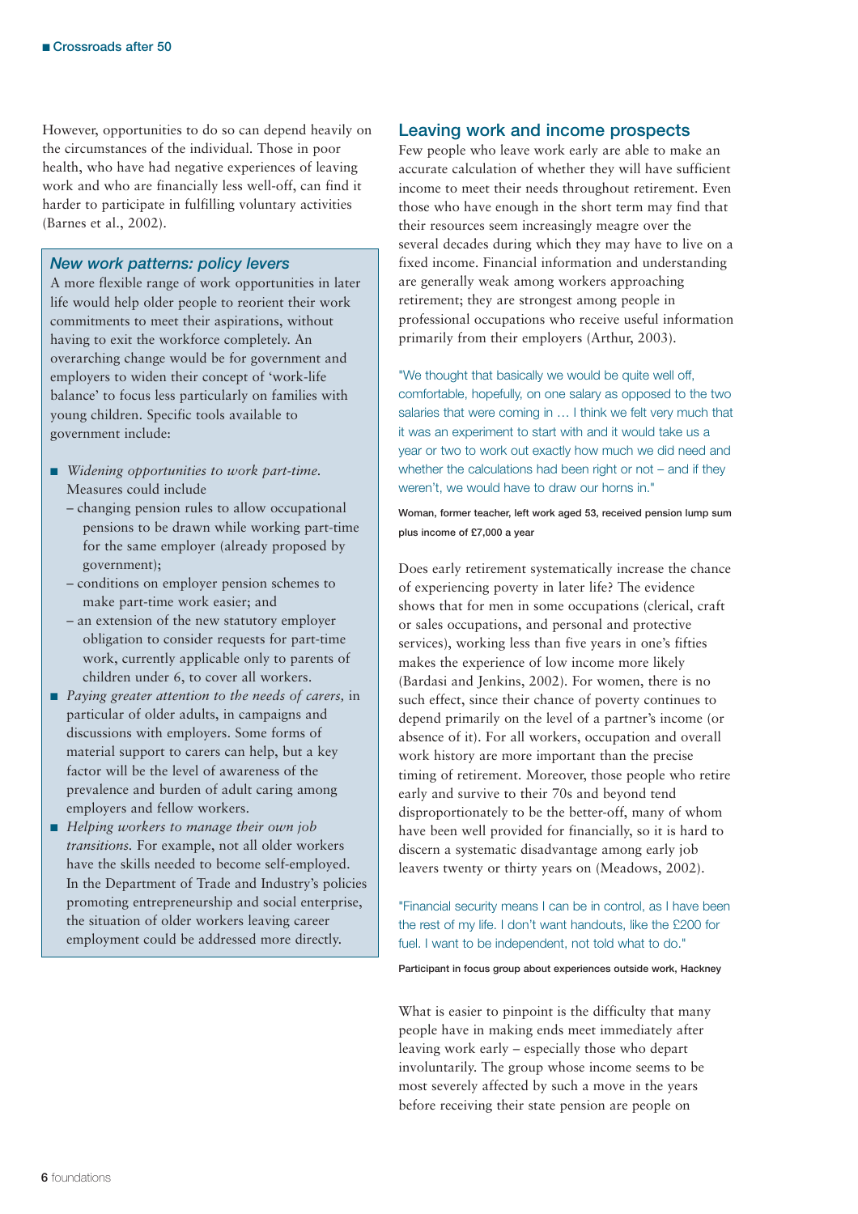However, opportunities to do so can depend heavily on the circumstances of the individual. Those in poor health, who have had negative experiences of leaving work and who are financially less well-off, can find it harder to participate in fulfilling voluntary activities (Barnes et al., 2002).

### *New work patterns: policy levers*

A more flexible range of work opportunities in later life would help older people to reorient their work commitments to meet their aspirations, without having to exit the workforce completely. An overarching change would be for government and employers to widen their concept of 'work-life balance' to focus less particularly on families with young children. Specific tools available to government include:

- *Widening opportunities to work part-time.* Measures could include
  - changing pension rules to allow occupational pensions to be drawn while working part-time for the same employer (already proposed by government);
  - conditions on employer pension schemes to make part-time work easier; and
  - an extension of the new statutory employer obligation to consider requests for part-time work, currently applicable only to parents of children under 6, to cover all workers.
- *Paying greater attention to the needs of carers,* in particular of older adults, in campaigns and discussions with employers. Some forms of material support to carers can help, but a key factor will be the level of awareness of the prevalence and burden of adult caring among employers and fellow workers.
- *Helping workers to manage their own job transitions.* For example, not all older workers have the skills needed to become self-employed. In the Department of Trade and Industry's policies promoting entrepreneurship and social enterprise, the situation of older workers leaving career employment could be addressed more directly.

## Leaving work and income prospects

Few people who leave work early are able to make an accurate calculation of whether they will have sufficient income to meet their needs throughout retirement. Even those who have enough in the short term may find that their resources seem increasingly meagre over the several decades during which they may have to live on a fixed income. Financial information and understanding are generally weak among workers approaching retirement; they are strongest among people in professional occupations who receive useful information primarily from their employers (Arthur, 2003).

"We thought that basically we would be quite well off, comfortable, hopefully, on one salary as opposed to the two salaries that were coming in … I think we felt very much that it was an experiment to start with and it would take us a year or two to work out exactly how much we did need and whether the calculations had been right or not – and if they weren't, we would have to draw our horns in."

**Woman, former teacher, left work aged 53, received pension lump sum plus income of £7,000 a year**

Does early retirement systematically increase the chance of experiencing poverty in later life? The evidence shows that for men in some occupations (clerical, craft or sales occupations, and personal and protective services), working less than five years in one's fifties makes the experience of low income more likely (Bardasi and Jenkins, 2002). For women, there is no such effect, since their chance of poverty continues to depend primarily on the level of a partner's income (or absence of it). For all workers, occupation and overall work history are more important than the precise timing of retirement. Moreover, those people who retire early and survive to their 70s and beyond tend disproportionately to be the better-off, many of whom have been well provided for financially, so it is hard to discern a systematic disadvantage among early job leavers twenty or thirty years on (Meadows, 2002).

"Financial security means I can be in control, as I have been the rest of my life. I don't want handouts, like the £200 for fuel. I want to be independent, not told what to do."

**Participant in focus group about experiences outside work, Hackney**

What is easier to pinpoint is the difficulty that many people have in making ends meet immediately after leaving work early – especially those who depart involuntarily. The group whose income seems to be most severely affected by such a move in the years before receiving their state pension are people on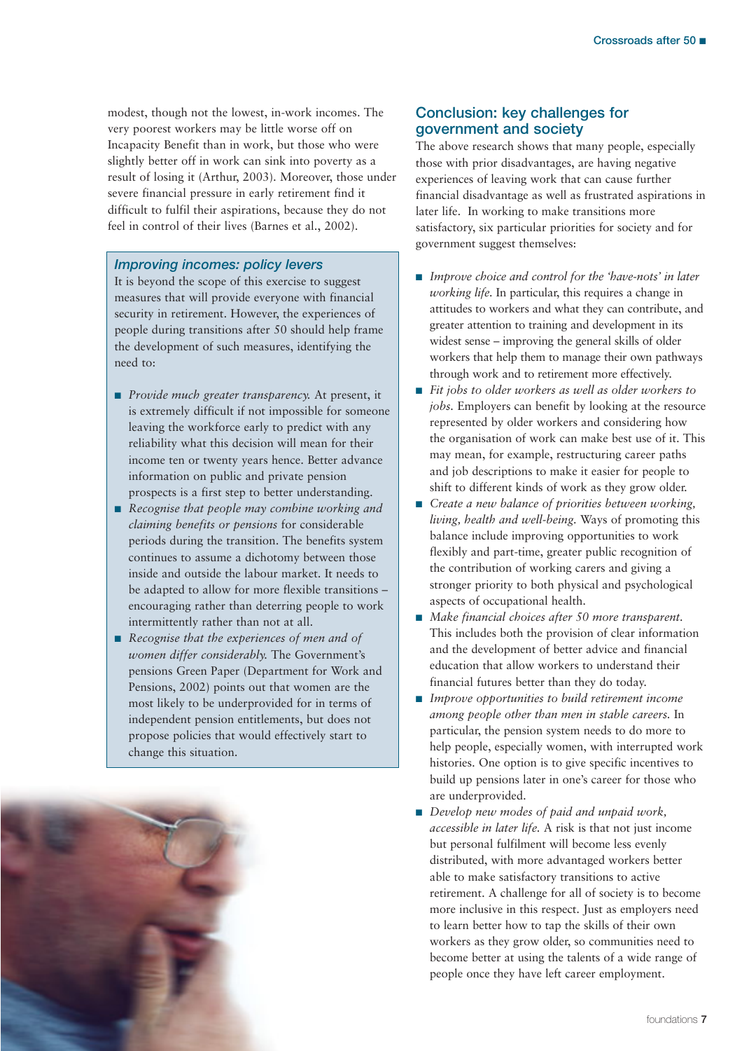modest, though not the lowest, in-work incomes. The very poorest workers may be little worse off on Incapacity Benefit than in work, but those who were slightly better off in work can sink into poverty as a result of losing it (Arthur, 2003). Moreover, those under severe financial pressure in early retirement find it difficult to fulfil their aspirations, because they do not feel in control of their lives (Barnes et al., 2002).

### *Improving incomes: policy levers*

It is beyond the scope of this exercise to suggest measures that will provide everyone with financial security in retirement. However, the experiences of people during transitions after 50 should help frame the development of such measures, identifying the need to:

- *Provide much greater transparency.* At present, it is extremely difficult if not impossible for someone leaving the workforce early to predict with any reliability what this decision will mean for their income ten or twenty years hence. Better advance information on public and private pension prospects is a first step to better understanding.
- *Recognise that people may combine working and claiming benefits or pensions* for considerable periods during the transition. The benefits system continues to assume a dichotomy between those inside and outside the labour market. It needs to be adapted to allow for more flexible transitions – encouraging rather than deterring people to work intermittently rather than not at all.
- *Recognise that the experiences of men and of women differ considerably.* The Government's pensions Green Paper (Department for Work and Pensions, 2002) points out that women are the most likely to be underprovided for in terms of independent pension entitlements, but does not propose policies that would effectively start to change this situation.

## Conclusion: key challenges for government and society

The above research shows that many people, especially those with prior disadvantages, are having negative experiences of leaving work that can cause further financial disadvantage as well as frustrated aspirations in later life. In working to make transitions more satisfactory, six particular priorities for society and for government suggest themselves:

- *Improve choice and control for the 'have-nots' in later working life.* In particular, this requires a change in attitudes to workers and what they can contribute, and greater attention to training and development in its widest sense – improving the general skills of older workers that help them to manage their own pathways through work and to retirement more effectively.
- *Fit jobs to older workers as well as older workers to jobs.* Employers can benefit by looking at the resource represented by older workers and considering how the organisation of work can make best use of it. This may mean, for example, restructuring career paths and job descriptions to make it easier for people to shift to different kinds of work as they grow older.
- *Create a new balance of priorities between working, living, health and well-being.* Ways of promoting this balance include improving opportunities to work flexibly and part-time, greater public recognition of the contribution of working carers and giving a stronger priority to both physical and psychological aspects of occupational health.
- *Make financial choices after 50 more transparent.* This includes both the provision of clear information and the development of better advice and financial education that allow workers to understand their financial futures better than they do today.
- *Improve opportunities to build retirement income among people other than men in stable careers.* In particular, the pension system needs to do more to help people, especially women, with interrupted work histories. One option is to give specific incentives to build up pensions later in one's career for those who are underprovided.
- *Develop new modes of paid and unpaid work, accessible in later life.* A risk is that not just income but personal fulfilment will become less evenly distributed, with more advantaged workers better able to make satisfactory transitions to active retirement. A challenge for all of society is to become more inclusive in this respect. Just as employers need to learn better how to tap the skills of their own workers as they grow older, so communities need to become better at using the talents of a wide range of people once they have left career employment.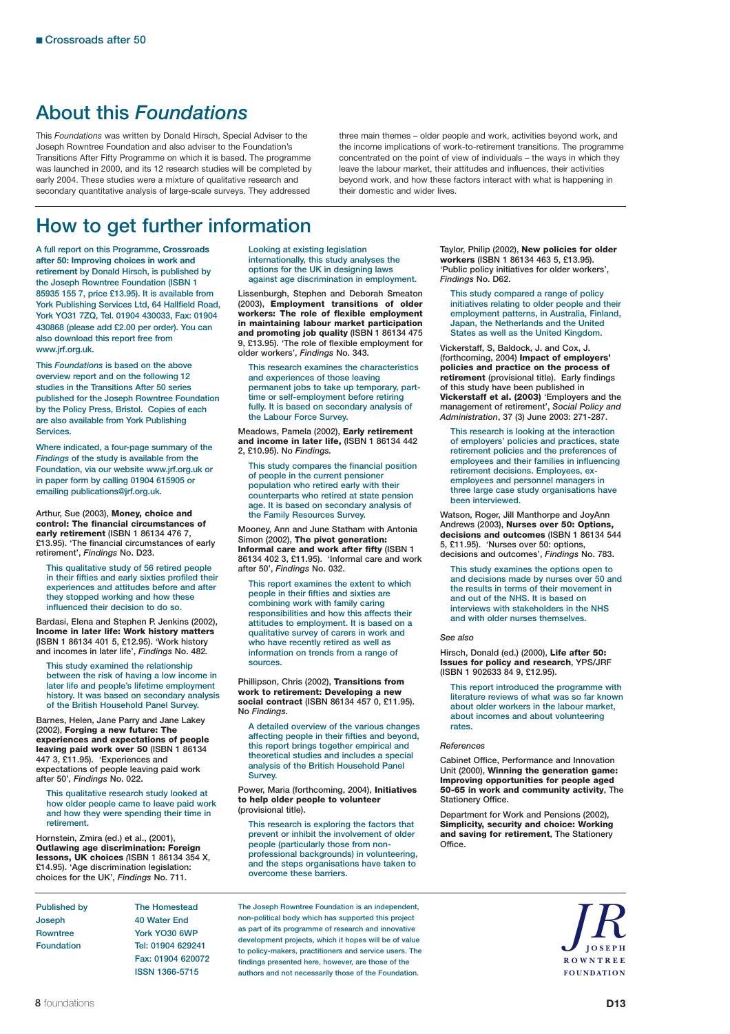## About this *Foundations*

This *Foundations* was written by Donald Hirsch, Special Adviser to the Joseph Rowntree Foundation and also adviser to the Foundation's Transitions After Fifty Programme on which it is based. The programme was launched in 2000, and its 12 research studies will be completed by early 2004. These studies were a mixture of qualitative research and secondary quantitative analysis of large-scale surveys. They addressed three main themes – older people and work, activities beyond work, and the income implications of work-to-retirement transitions. The programme concentrated on the point of view of individuals – the ways in which they leave the labour market, their attitudes and influences, their activities beyond work, and how these factors interact with what is happening in their domestic and wider lives.

## How to get further information

A full report on this Programme, **Crossroads after 50: Improving choices in work and retirement** by Donald Hirsch, is published by the Joseph Rowntree Foundation (ISBN 1 85935 155 7, price £13.95). It is available from York Publishing Services Ltd, 64 Hallfield Road, York YO31 7ZQ, Tel. 01904 430033, Fax: 01904 430868 (please add £2.00 per order). You can also download this report free from www.jrf.org.uk.

This *Foundations* is based on the above overview report and on the following 12 studies in the Transitions After 50 series published for the Joseph Rowntree Foundation by the Policy Press, Bristol. Copies of each are also available from York Publishing Services.

Where indicated, a four-page summary of the *Findings* of the study is available from the Foundation, via our website www.jrf.org.uk or in paper form by calling 01904 615905 or emailing publications@jrf.org.uk.

Arthur, Sue (2003), **Money, choice and control: The financial circumstances of early retirement** (ISBN 1 86134 476 7, £13.95). 'The financial circumstances of early retirement', *Findings* No. D23.

> This qualitative study of 56 retired people in their fifties and early sixties profiled their experiences and attitudes before and after they stopped working and how these influenced their decision to do so.

Bardasi, Elena and Stephen P. Jenkins (2002), **Income in later life: Work history matters** (ISBN 1 86134 401 5, £12.95). 'Work history and incomes in later life', *Findings* No. 482.

> This study examined the relationship between the risk of having a low income in later life and people's lifetime employment history. It was based on secondary analysis of the British Household Panel Survey.

Barnes, Helen, Jane Parry and Jane Lakey (2002), **Forging a new future: The experiences and expectations of people leaving paid work over 50** (ISBN 1 86134 447 3, £11.95). 'Experiences and expectations of people leaving paid work after 50', *Findings* No. 022.

> This qualitative research study looked at how older people came to leave paid work and how they were spending their time in retirement.

Hornstein, Zmira (ed.) et al., (2001), **Outlawing age discrimination: Foreign lessons, UK choices** (ISBN 1 86134 354 X, £14.95). 'Age discrimination legislation: choices for the UK', *Findings* No. 711.

> Looking at existing legislation internationally, this study analyses the options for the UK in designing laws against age discrimination in employment.

Lissenburgh, Stephen and Deborah Smeaton (2003), **Employment transitions of older workers: The role of flexible employment in maintaining labour market participation and promoting job quality** (ISBN 1 86134 475 9, £13.95). 'The role of flexible employment for older workers', *Findings* No. 343.

> This research examines the characteristics and experiences of those leaving permanent jobs to take up temporary, part-time or self-employment before retiring fully. It is based on secondary analysis of the Labour Force Survey.

Meadows, Pamela (2002), **Early retirement and income in later life,** (ISBN 1 86134 442 2, £10.95). No *Findings.*

> This study compares the financial position of people in the current pensioner population who retired early with their counterparts who retired at state pension age. It is based on secondary analysis of the Family Resources Survey.

Mooney, Ann and June Statham with Antonia Simon (2002), **The pivot generation: Informal care and work after fifty** (ISBN 1 86134 402 3, £11.95). 'Informal care and work after 50', *Findings* No. 032.

> This report examines the extent to which people in their fifties and sixties are combining work with family caring responsibilities and how this affects their attitudes to employment. It is based on a qualitative survey of carers in work and who have recently retired as well as information on trends from a range of sources.

Phillipson, Chris (2002), **Transitions from work to retirement: Developing a new social contract** (ISBN 86134 457 0, £11.95). No *Findings.*

> A detailed overview of the various changes affecting people in their fifties and beyond, this report brings together empirical and theoretical studies and includes a special analysis of the British Household Panel Survey.

Power, Maria (forthcoming, 2004), **Initiatives to help older people to volunteer** (provisional title).

> This research is exploring the factors that prevent or inhibit the involvement of older people (particularly those from non-professional backgrounds) in volunteering, and the steps organisations have taken to overcome these barriers.

Taylor, Philip (2002), **New policies for older workers** (ISBN 1 86134 463 5, £13.95). 'Public policy initiatives for older workers', *Findings* No. D62.

> This study compared a range of policy initiatives relating to older people and their employment patterns, in Australia, Finland, Japan, the Netherlands and the United States as well as the United Kingdom.

Vickerstaff, S, Baldock, J. and Cox, J. (forthcoming, 2004) **Impact of employers' policies and practice on the process of retirement** (provisional title). Early findings of this study have been published in **Vickerstaff et al. (2003)** 'Employers and the management of retirement', *Social Policy and Administration*, 37 (3) June 2003: 271-287.

> This research is looking at the interaction of employers' policies and practices, state retirement policies and the preferences of employees and their families in influencing retirement decisions. Employees, ex-employees and personnel managers in three large case study organisations have been interviewed.

Watson, Roger, Jill Manthorpe and JoyAnn Andrews (2003), **Nurses over 50: Options, decisions and outcomes** (ISBN 1 86134 544 5, £11.95). 'Nurses over 50: options, decisions and outcomes', *Findings* No. 783.

> This study examines the options open to and decisions made by nurses over 50 and the results in terms of their movement in and out of the NHS. It is based on interviews with stakeholders in the NHS and with older nurses themselves.

*See also*

Hirsch, Donald (ed.) (2000), **Life after 50: Issues for policy and research**, YPS/JRF (ISBN 1 902633 84 9, £12.95).

> This report introduced the programme with literature reviews of what was so far known about older workers in the labour market, about incomes and about volunteering rates.

*References*

Cabinet Office, Performance and Innovation Unit (2000), **Winning the generation game: Improving opportunities for people aged 50-65 in work and community activity**, The Stationery Office.

Department for Work and Pensions (2002), **Simplicity, security and choice: Working and saving for retirement**, The Stationery Office.

---

Published by Joseph Rowntree Foundation

The Homestead
40 Water End
York YO30 6WP
Tel: 01904 629241
Fax: 01904 620072
ISSN 1366-5715

The Joseph Rowntree Foundation is an independent, non-political body which has supported this project as part of its programme of research and innovative development projects, which it hopes will be of value to policy-makers, practitioners and service users. The findings presented here, however, are those of the authors and not necessarily those of the Foundation.

JR
JOSEPH ROWNTREE FOUNDATION

D13